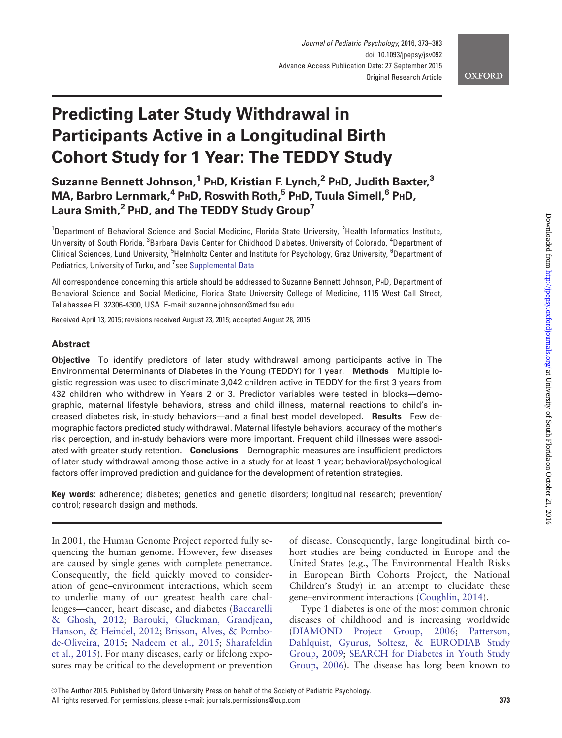# Predicting Later Study Withdrawal in Participants Active in a Longitudinal Birth Cohort Study for 1 Year: The TEDDY Study

**Suzanne Bennett Johnson,[1] PhD, Kristian F. Lynch,[2] PhD, Judith Baxter,[3] MA, Barbro Lernmark,[4] PhD, Roswith Roth,[5] PhD, Tuula Simell,[6] PhD, Laura Smith,[2] PhD, and The TEDDY Study Group[7]**

[1]Department of Behavioral Science and Social Medicine, Florida State University, [2]Health Informatics Institute, University of South Florida, [3]Barbara Davis Center for Childhood Diabetes, University of Colorado, [4]Department of Clinical Sciences, Lund University, [5]Helmholtz Center and Institute for Psychology, Graz University, [6]Department of Pediatrics, University of Turku, and [7]see Supplemental Data

All correspondence concerning this article should be addressed to Suzanne Bennett Johnson, PhD, Department of Behavioral Science and Social Medicine, Florida State University College of Medicine, 1115 West Call Street, Tallahassee FL 32306-4300, USA. E-mail: suzanne.johnson@med.fsu.edu

Received April 13, 2015; revisions received August 23, 2015; accepted August 28, 2015

## Abstract

**Objective** To identify predictors of later study withdrawal among participants active in The Environmental Determinants of Diabetes in the Young (TEDDY) for 1 year. **Methods** Multiple logistic regression was used to discriminate 3,042 children active in TEDDY for the first 3 years from 432 children who withdrew in Years 2 or 3. Predictor variables were tested in blocks—demographic, maternal lifestyle behaviors, stress and child illness, maternal reactions to child's increased diabetes risk, in-study behaviors—and a final best model developed. **Results** Few demographic factors predicted study withdrawal. Maternal lifestyle behaviors, accuracy of the mother's risk perception, and in-study behaviors were more important. Frequent child illnesses were associated with greater study retention. **Conclusions** Demographic measures are insufficient predictors of later study withdrawal among those active in a study for at least 1 year; behavioral/psychological factors offer improved prediction and guidance for the development of retention strategies.

**Key words**: adherence; diabetes; genetics and genetic disorders; longitudinal research; prevention/control; research design and methods.

In 2001, the Human Genome Project reported fully sequencing the human genome. However, few diseases are caused by single genes with complete penetrance. Consequently, the field quickly moved to consideration of gene–environment interactions, which seem to underlie many of our greatest health care challenges—cancer, heart disease, and diabetes (Baccarelli & Ghosh, 2012; Barouki, Gluckman, Grandjean, Hanson, & Heindel, 2012; Brisson, Alves, & Pombo-de-Oliveira, 2015; Nadeem et al., 2015; Sharafeldin et al., 2015). For many diseases, early or lifelong exposures may be critical to the development or prevention of disease. Consequently, large longitudinal birth cohort studies are being conducted in Europe and the United States (e.g., The Environmental Health Risks in European Birth Cohorts Project, the National Children's Study) in an attempt to elucidate these gene–environment interactions (Coughlin, 2014).

Type 1 diabetes is one of the most common chronic diseases of childhood and is increasing worldwide (DIAMOND Project Group, 2006; Patterson, Dahlquist, Gyurus, Soltesz, & EURODIAB Study Group, 2009; SEARCH for Diabetes in Youth Study Group, 2006). The disease has long been known to

© The Author 2015. Published by Oxford University Press on behalf of the Society of Pediatric Psychology.
All rights reserved. For permissions, please e-mail: journals.permissions@oup.com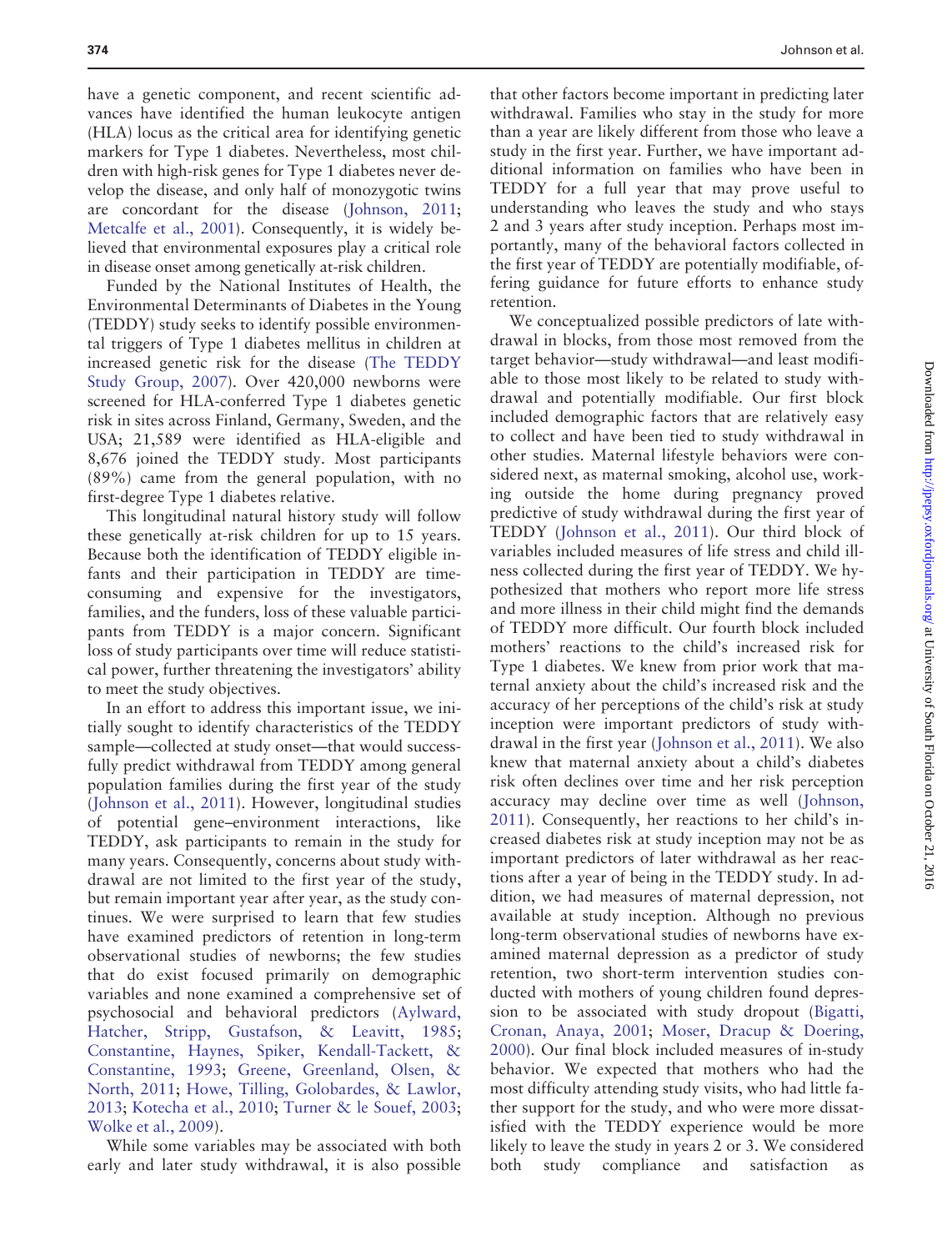have a genetic component, and recent scientific advances have identified the human leukocyte antigen (HLA) locus as the critical area for identifying genetic markers for Type 1 diabetes. Nevertheless, most children with high-risk genes for Type 1 diabetes never develop the disease, and only half of monozygotic twins are concordant for the disease (Johnson, 2011; Metcalfe et al., 2001). Consequently, it is widely believed that environmental exposures play a critical role in disease onset among genetically at-risk children.

Funded by the National Institutes of Health, the Environmental Determinants of Diabetes in the Young (TEDDY) study seeks to identify possible environmental triggers of Type 1 diabetes mellitus in children at increased genetic risk for the disease (The TEDDY Study Group, 2007). Over 420,000 newborns were screened for HLA-conferred Type 1 diabetes genetic risk in sites across Finland, Germany, Sweden, and the USA; 21,589 were identified as HLA-eligible and 8,676 joined the TEDDY study. Most participants (89%) came from the general population, with no first-degree Type 1 diabetes relative.

This longitudinal natural history study will follow these genetically at-risk children for up to 15 years. Because both the identification of TEDDY eligible infants and their participation in TEDDY are time-consuming and expensive for the investigators, families, and the funders, loss of these valuable participants from TEDDY is a major concern. Significant loss of study participants over time will reduce statistical power, further threatening the investigators' ability to meet the study objectives.

In an effort to address this important issue, we initially sought to identify characteristics of the TEDDY sample—collected at study onset—that would successfully predict withdrawal from TEDDY among general population families during the first year of the study (Johnson et al., 2011). However, longitudinal studies of potential gene–environment interactions, like TEDDY, ask participants to remain in the study for many years. Consequently, concerns about study withdrawal are not limited to the first year of the study, but remain important year after year, as the study continues. We were surprised to learn that few studies have examined predictors of retention in long-term observational studies of newborns; the few studies that do exist focused primarily on demographic variables and none examined a comprehensive set of psychosocial and behavioral predictors (Aylward, Hatcher, Stripp, Gustafson, & Leavitt, 1985; Constantine, Haynes, Spiker, Kendall-Tackett, & Constantine, 1993; Greene, Greenland, Olsen, & North, 2011; Howe, Tilling, Golobardes, & Lawlor, 2013; Kotecha et al., 2010; Turner & le Souef, 2003; Wolke et al., 2009).

While some variables may be associated with both early and later study withdrawal, it is also possible that other factors become important in predicting later withdrawal. Families who stay in the study for more than a year are likely different from those who leave a study in the first year. Further, we have important additional information on families who have been in TEDDY for a full year that may prove useful to understanding who leaves the study and who stays 2 and 3 years after study inception. Perhaps most importantly, many of the behavioral factors collected in the first year of TEDDY are potentially modifiable, offering guidance for future efforts to enhance study retention.

We conceptualized possible predictors of late withdrawal in blocks, from those most removed from the target behavior—study withdrawal—and least modifiable to those most likely to be related to study withdrawal and potentially modifiable. Our first block included demographic factors that are relatively easy to collect and have been tied to study withdrawal in other studies. Maternal lifestyle behaviors were considered next, as maternal smoking, alcohol use, working outside the home during pregnancy proved predictive of study withdrawal during the first year of TEDDY (Johnson et al., 2011). Our third block of variables included measures of life stress and child illness collected during the first year of TEDDY. We hypothesized that mothers who report more life stress and more illness in their child might find the demands of TEDDY more difficult. Our fourth block included mothers' reactions to the child's increased risk for Type 1 diabetes. We knew from prior work that maternal anxiety about the child's increased risk and the accuracy of her perceptions of the child's risk at study inception were important predictors of study withdrawal in the first year (Johnson et al., 2011). We also knew that maternal anxiety about a child's diabetes risk often declines over time and her risk perception accuracy may decline over time as well (Johnson, 2011). Consequently, her reactions to her child's increased diabetes risk at study inception may not be as important predictors of later withdrawal as her reactions after a year of being in the TEDDY study. In addition, we had measures of maternal depression, not available at study inception. Although no previous long-term observational studies of newborns have examined maternal depression as a predictor of study retention, two short-term intervention studies conducted with mothers of young children found depression to be associated with study dropout (Bigatti, Cronan, Anaya, 2001; Moser, Dracup & Doering, 2000). Our final block included measures of in-study behavior. We expected that mothers who had the most difficulty attending study visits, who had little father support for the study, and who were more dissatisfied with the TEDDY experience would be more likely to leave the study in years 2 or 3. We considered both study compliance and satisfaction as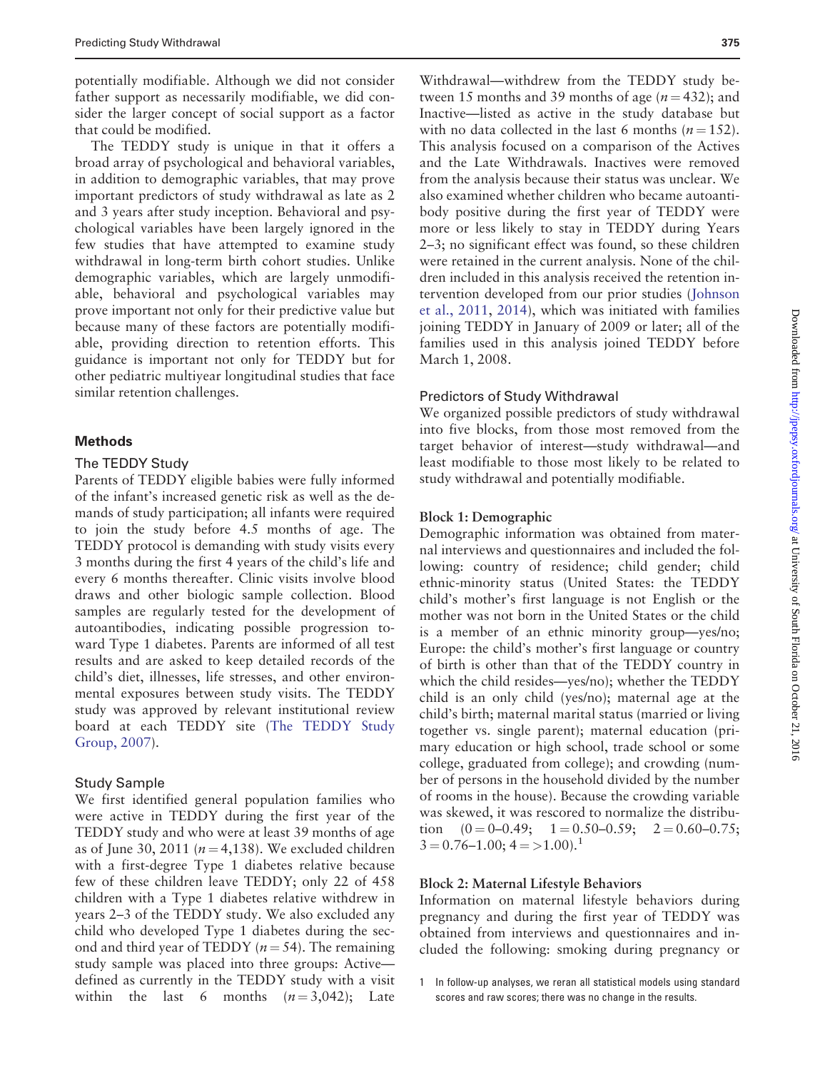potentially modifiable. Although we did not consider father support as necessarily modifiable, we did consider the larger concept of social support as a factor that could be modified.

The TEDDY study is unique in that it offers a broad array of psychological and behavioral variables, in addition to demographic variables, that may prove important predictors of study withdrawal as late as 2 and 3 years after study inception. Behavioral and psychological variables have been largely ignored in the few studies that have attempted to examine study withdrawal in long-term birth cohort studies. Unlike demographic variables, which are largely unmodifiable, behavioral and psychological variables may prove important not only for their predictive value but because many of these factors are potentially modifiable, providing direction to retention efforts. This guidance is important not only for TEDDY but for other pediatric multiyear longitudinal studies that face similar retention challenges.

## Methods

### The TEDDY Study

Parents of TEDDY eligible babies were fully informed of the infant's increased genetic risk as well as the demands of study participation; all infants were required to join the study before 4.5 months of age. The TEDDY protocol is demanding with study visits every 3 months during the first 4 years of the child's life and every 6 months thereafter. Clinic visits involve blood draws and other biologic sample collection. Blood samples are regularly tested for the development of autoantibodies, indicating possible progression toward Type 1 diabetes. Parents are informed of all test results and are asked to keep detailed records of the child's diet, illnesses, life stresses, and other environmental exposures between study visits. The TEDDY study was approved by relevant institutional review board at each TEDDY site (The TEDDY Study Group, 2007).

### Study Sample

We first identified general population families who were active in TEDDY during the first year of the TEDDY study and who were at least 39 months of age as of June 30, 2011 ($n = 4{,}138$). We excluded children with a first-degree Type 1 diabetes relative because few of these children leave TEDDY; only 22 of 458 children with a Type 1 diabetes relative withdrew in years 2–3 of the TEDDY study. We also excluded any child who developed Type 1 diabetes during the second and third year of TEDDY ($n = 54$). The remaining study sample was placed into three groups: Active—defined as currently in the TEDDY study with a visit within the last 6 months ($n = 3{,}042$); Late Withdrawal—withdrew from the TEDDY study between 15 months and 39 months of age ($n = 432$); and Inactive—listed as active in the study database but with no data collected in the last 6 months ($n = 152$). This analysis focused on a comparison of the Actives and the Late Withdrawals. Inactives were removed from the analysis because their status was unclear. We also examined whether children who became autoantibody positive during the first year of TEDDY were more or less likely to stay in TEDDY during Years 2–3; no significant effect was found, so these children were retained in the current analysis. None of the children included in this analysis received the retention intervention developed from our prior studies (Johnson et al., 2011, 2014), which was initiated with families joining TEDDY in January of 2009 or later; all of the families used in this analysis joined TEDDY before March 1, 2008.

### Predictors of Study Withdrawal

We organized possible predictors of study withdrawal into five blocks, from those most removed from the target behavior of interest—study withdrawal—and least modifiable to those most likely to be related to study withdrawal and potentially modifiable.

#### Block 1: Demographic

Demographic information was obtained from maternal interviews and questionnaires and included the following: country of residence; child gender; child ethnic-minority status (United States: the TEDDY child's mother's first language is not English or the mother was not born in the United States or the child is a member of an ethnic minority group—yes/no; Europe: the child's mother's first language or country of birth is other than that of the TEDDY country in which the child resides—yes/no); whether the TEDDY child is an only child (yes/no); maternal age at the child's birth; maternal marital status (married or living together vs. single parent); maternal education (primary education or high school, trade school or some college, graduated from college); and crowding (number of persons in the household divided by the number of rooms in the house). Because the crowding variable was skewed, it was rescored to normalize the distribution (0 = 0–0.49; 1 = 0.50–0.59; 2 = 0.60–0.75; 3 = 0.76–1.00; 4 = >1.00).[1]

#### Block 2: Maternal Lifestyle Behaviors

Information on maternal lifestyle behaviors during pregnancy and during the first year of TEDDY was obtained from interviews and questionnaires and included the following: smoking during pregnancy or

[1] In follow-up analyses, we reran all statistical models using standard scores and raw scores; there was no change in the results.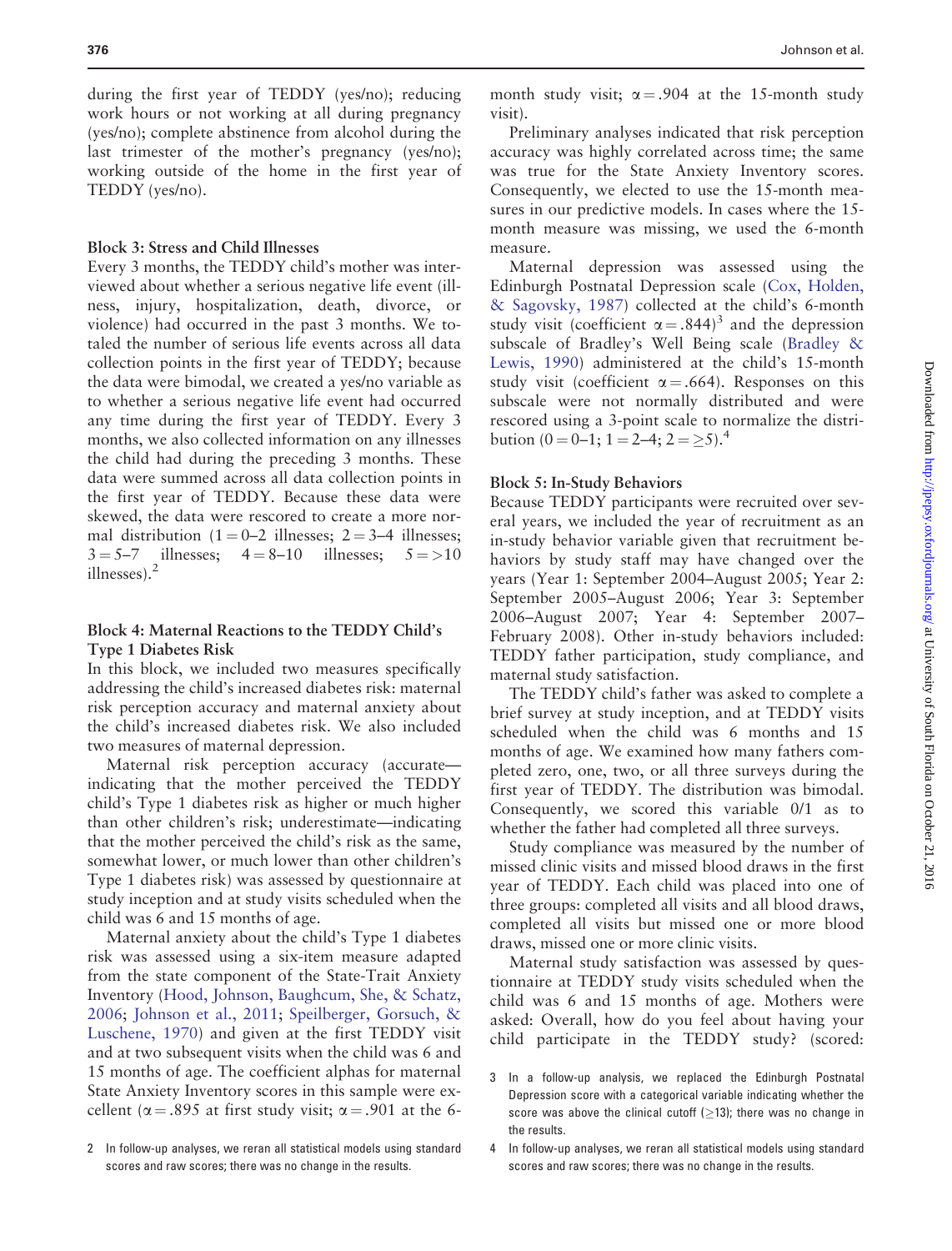during the first year of TEDDY (yes/no); reducing work hours or not working at all during pregnancy (yes/no); complete abstinence from alcohol during the last trimester of the mother's pregnancy (yes/no); working outside of the home in the first year of TEDDY (yes/no).

### Block 3: Stress and Child Illnesses

Every 3 months, the TEDDY child's mother was interviewed about whether a serious negative life event (illness, injury, hospitalization, death, divorce, or violence) had occurred in the past 3 months. We totaled the number of serious life events across all data collection points in the first year of TEDDY; because the data were bimodal, we created a yes/no variable as to whether a serious negative life event had occurred any time during the first year of TEDDY. Every 3 months, we also collected information on any illnesses the child had during the preceding 3 months. These data were summed across all data collection points in the first year of TEDDY. Because these data were skewed, the data were rescored to create a more normal distribution (1 = 0–2 illnesses; 2 = 3–4 illnesses; 3 = 5–7 illnesses; 4 = 8–10 illnesses; 5 = >10 illnesses).[2]

### Block 4: Maternal Reactions to the TEDDY Child's Type 1 Diabetes Risk

In this block, we included two measures specifically addressing the child's increased diabetes risk: maternal risk perception accuracy and maternal anxiety about the child's increased diabetes risk. We also included two measures of maternal depression.

Maternal risk perception accuracy (accurate—indicating that the mother perceived the TEDDY child's Type 1 diabetes risk as higher or much higher than other children's risk; underestimate—indicating that the mother perceived the child's risk as the same, somewhat lower, or much lower than other children's Type 1 diabetes risk) was assessed by questionnaire at study inception and at study visits scheduled when the child was 6 and 15 months of age.

Maternal anxiety about the child's Type 1 diabetes risk was assessed using a six-item measure adapted from the state component of the State-Trait Anxiety Inventory (Hood, Johnson, Baughcum, She, & Schatz, 2006; Johnson et al., 2011; Speilberger, Gorsuch, & Luschene, 1970) and given at the first TEDDY visit and at two subsequent visits when the child was 6 and 15 months of age. The coefficient alphas for maternal State Anxiety Inventory scores in this sample were excellent ($\alpha = .895$ at first study visit; $\alpha = .901$ at the 6-month study visit; $\alpha = .904$ at the 15-month study visit).

Preliminary analyses indicated that risk perception accuracy was highly correlated across time; the same was true for the State Anxiety Inventory scores. Consequently, we elected to use the 15-month measures in our predictive models. In cases where the 15-month measure was missing, we used the 6-month measure.

Maternal depression was assessed using the Edinburgh Postnatal Depression scale (Cox, Holden, & Sagovsky, 1987) collected at the child's 6-month study visit (coefficient $\alpha = .844$)[3] and the depression subscale of Bradley's Well Being scale (Bradley & Lewis, 1990) administered at the child's 15-month study visit (coefficient $\alpha = .664$). Responses on this subscale were not normally distributed and were rescored using a 3-point scale to normalize the distribution (0 = 0–1; 1 = 2–4; 2 = ≥5).[4]

### Block 5: In-Study Behaviors

Because TEDDY participants were recruited over several years, we included the year of recruitment as an in-study behavior variable given that recruitment behaviors by study staff may have changed over the years (Year 1: September 2004–August 2005; Year 2: September 2005–August 2006; Year 3: September 2006–August 2007; Year 4: September 2007–February 2008). Other in-study behaviors included: TEDDY father participation, study compliance, and maternal study satisfaction.

The TEDDY child's father was asked to complete a brief survey at study inception, and at TEDDY visits scheduled when the child was 6 months and 15 months of age. We examined how many fathers completed zero, one, two, or all three surveys during the first year of TEDDY. The distribution was bimodal. Consequently, we scored this variable 0/1 as to whether the father had completed all three surveys.

Study compliance was measured by the number of missed clinic visits and missed blood draws in the first year of TEDDY. Each child was placed into one of three groups: completed all visits and all blood draws, completed all visits but missed one or more blood draws, missed one or more clinic visits.

Maternal study satisfaction was assessed by questionnaire at TEDDY study visits scheduled when the child was 6 and 15 months of age. Mothers were asked: Overall, how do you feel about having your child participate in the TEDDY study? (scored:

2 In follow-up analyses, we reran all statistical models using standard scores and raw scores; there was no change in the results.

3 In a follow-up analysis, we replaced the Edinburgh Postnatal Depression score with a categorical variable indicating whether the score was above the clinical cutoff (≥13); there was no change in the results.

4 In follow-up analyses, we reran all statistical models using standard scores and raw scores; there was no change in the results.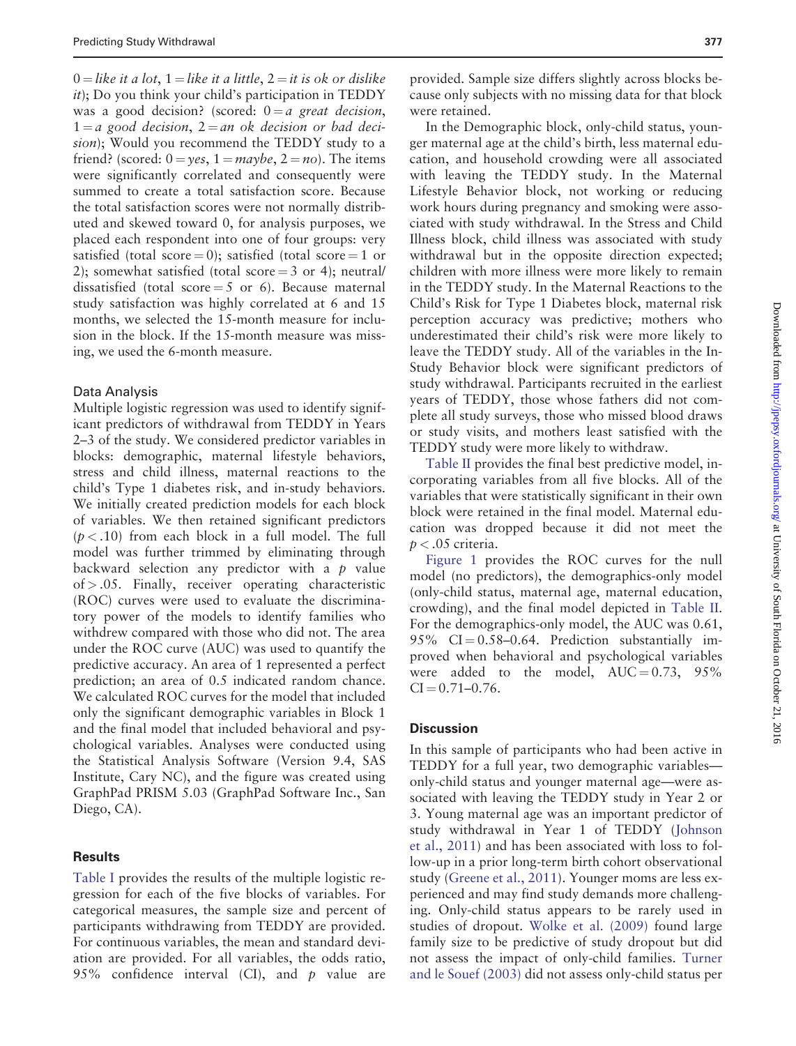0 = *like it a lot*, 1 = *like it a little*, 2 = *it is ok or dislike it*); Do you think your child's participation in TEDDY was a good decision? (scored: 0 = *a great decision*, 1 = *a good decision*, 2 = *an ok decision or bad decision*); Would you recommend the TEDDY study to a friend? (scored: 0 = *yes*, 1 = *maybe*, 2 = *no*). The items were significantly correlated and consequently were summed to create a total satisfaction score. Because the total satisfaction scores were not normally distributed and skewed toward 0, for analysis purposes, we placed each respondent into one of four groups: very satisfied (total score = 0); satisfied (total score = 1 or 2); somewhat satisfied (total score = 3 or 4); neutral/dissatisfied (total score = 5 or 6). Because maternal study satisfaction was highly correlated at 6 and 15 months, we selected the 15-month measure for inclusion in the block. If the 15-month measure was missing, we used the 6-month measure.

### Data Analysis

Multiple logistic regression was used to identify significant predictors of withdrawal from TEDDY in Years 2–3 of the study. We considered predictor variables in blocks: demographic, maternal lifestyle behaviors, stress and child illness, maternal reactions to the child's Type 1 diabetes risk, and in-study behaviors. We initially created prediction models for each block of variables. We then retained significant predictors ($p < .10$) from each block in a full model. The full model was further trimmed by eliminating through backward selection any predictor with a $p$ value of $> .05$. Finally, receiver operating characteristic (ROC) curves were used to evaluate the discriminatory power of the models to identify families who withdrew compared with those who did not. The area under the ROC curve (AUC) was used to quantify the predictive accuracy. An area of 1 represented a perfect prediction; an area of 0.5 indicated random chance. We calculated ROC curves for the model that included only the significant demographic variables in Block 1 and the final model that included behavioral and psychological variables. Analyses were conducted using the Statistical Analysis Software (Version 9.4, SAS Institute, Cary NC), and the figure was created using GraphPad PRISM 5.03 (GraphPad Software Inc., San Diego, CA).

## Results

Table I provides the results of the multiple logistic regression for each of the five blocks of variables. For categorical measures, the sample size and percent of participants withdrawing from TEDDY are provided. For continuous variables, the mean and standard deviation are provided. For all variables, the odds ratio, 95% confidence interval (CI), and $p$ value are provided. Sample size differs slightly across blocks because only subjects with no missing data for that block were retained.

In the Demographic block, only-child status, younger maternal age at the child's birth, less maternal education, and household crowding were all associated with leaving the TEDDY study. In the Maternal Lifestyle Behavior block, not working or reducing work hours during pregnancy and smoking were associated with study withdrawal. In the Stress and Child Illness block, child illness was associated with study withdrawal but in the opposite direction expected; children with more illness were more likely to remain in the TEDDY study. In the Maternal Reactions to the Child's Risk for Type 1 Diabetes block, maternal risk perception accuracy was predictive; mothers who underestimated their child's risk were more likely to leave the TEDDY study. All of the variables in the In-Study Behavior block were significant predictors of study withdrawal. Participants recruited in the earliest years of TEDDY, those whose fathers did not complete all study surveys, those who missed blood draws or study visits, and mothers least satisfied with the TEDDY study were more likely to withdraw.

Table II provides the final best predictive model, incorporating variables from all five blocks. All of the variables that were statistically significant in their own block were retained in the final model. Maternal education was dropped because it did not meet the $p < .05$ criteria.

Figure 1 provides the ROC curves for the null model (no predictors), the demographics-only model (only-child status, maternal age, maternal education, crowding), and the final model depicted in Table II. For the demographics-only model, the AUC was 0.61, 95% CI = 0.58–0.64. Prediction substantially improved when behavioral and psychological variables were added to the model, AUC = 0.73, 95% CI = 0.71–0.76.

## Discussion

In this sample of participants who had been active in TEDDY for a full year, two demographic variables—only-child status and younger maternal age—were associated with leaving the TEDDY study in Year 2 or 3. Young maternal age was an important predictor of study withdrawal in Year 1 of TEDDY (Johnson et al., 2011) and has been associated with loss to follow-up in a prior long-term birth cohort observational study (Greene et al., 2011). Younger moms are less experienced and may find study demands more challenging. Only-child status appears to be rarely used in studies of dropout. Wolke et al. (2009) found large family size to be predictive of study dropout but did not assess the impact of only-child families. Turner and le Souef (2003) did not assess only-child status per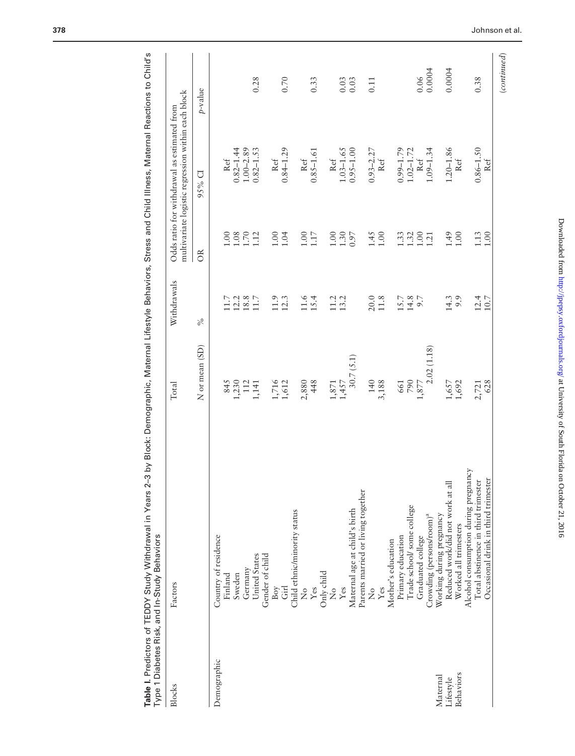**Table I.** Predictors of TEDDY Study Withdrawal in Years 2-3 by Block: Demographic, Maternal Lifestyle Behaviors, Stress and Child Illness, Maternal Reactions to Child's Type 1 Diabetes Risk, and In-Study Behaviors

| Blocks | Factors | Total | Withdrawals | Odds ratio for withdrawal as estimated from multivariate logistic regression within each block | | |
|---|---|---|---|---|---|---|
| | | N or mean (SD) | % | OR | 95% CI | p-value |
| Demographic | Country of residence | | | | | |
| | Finland | 845 | 11.7 | 1.00 | Ref | |
| | Sweden | 1,230 | 12.2 | 1.08 | 0.82–1.44 | |
| | Germany | 112 | 18.8 | 1.70 | 1.00–2.89 | |
| | United States | 1,141 | 11.7 | 1.12 | 0.82–1.53 | 0.28 |
| | Gender of child | | | | | |
| | Boy | 1,716 | 11.9 | 1.00 | Ref | |
| | Girl | 1,612 | 12.3 | 1.04 | 0.84–1.29 | 0.70 |
| | Child ethnic/minority status | | | | | |
| | No | 2,880 | 11.6 | 1.00 | Ref | |
| | Yes | 448 | 15.4 | 1.17 | 0.85–1.61 | 0.33 |
| | Only child | | | | | |
| | No | 1,871 | 11.2 | 1.00 | Ref | |
| | Yes | 1,457 | 13.2 | 1.30 | 1.03–1.65 | 0.03 |
| | Maternal age at child's birth | 30.7 (5.1) | | 0.97 | 0.95–1.00 | 0.03 |
| | Parents married or living together | | | | | |
| | No | 140 | 20.0 | 1.45 | 0.93–2.27 | 0.11 |
| | Yes | 3,188 | 11.8 | 1.00 | Ref | |
| | Mother's education | | | | | |
| | Primary education | 661 | 15.7 | 1.33 | 0.99–1.79 | |
| | Trade school/ some college | 790 | 14.8 | 1.32 | 1.02–1.72 | |
| | Graduated college | 1,877 | 9.7 | 1.00 | Ref | 0.06 |
| | Crowding (persons/room)[a] | 2.02 (1.18) | | 1.21 | 1.09–1.34 | 0.0004 |
| Maternal Lifestyle Behaviors | Working during pregnancy | | | | | |
| | Reduced work/did not work at all | 1,657 | 14.3 | 1.49 | 1.20–1.86 | 0.0004 |
| | Worked all trimesters | 1,692 | 9.9 | 1.00 | Ref | |
| | Alcohol consumption during pregnancy | | | | | |
| | Total abstinence in third trimester | 2,721 | 12.4 | 1.13 | 0.86–1.50 | 0.38 |
| | Occasional drink in third trimester | 628 | 10.7 | 1.00 | Ref | |

(continued)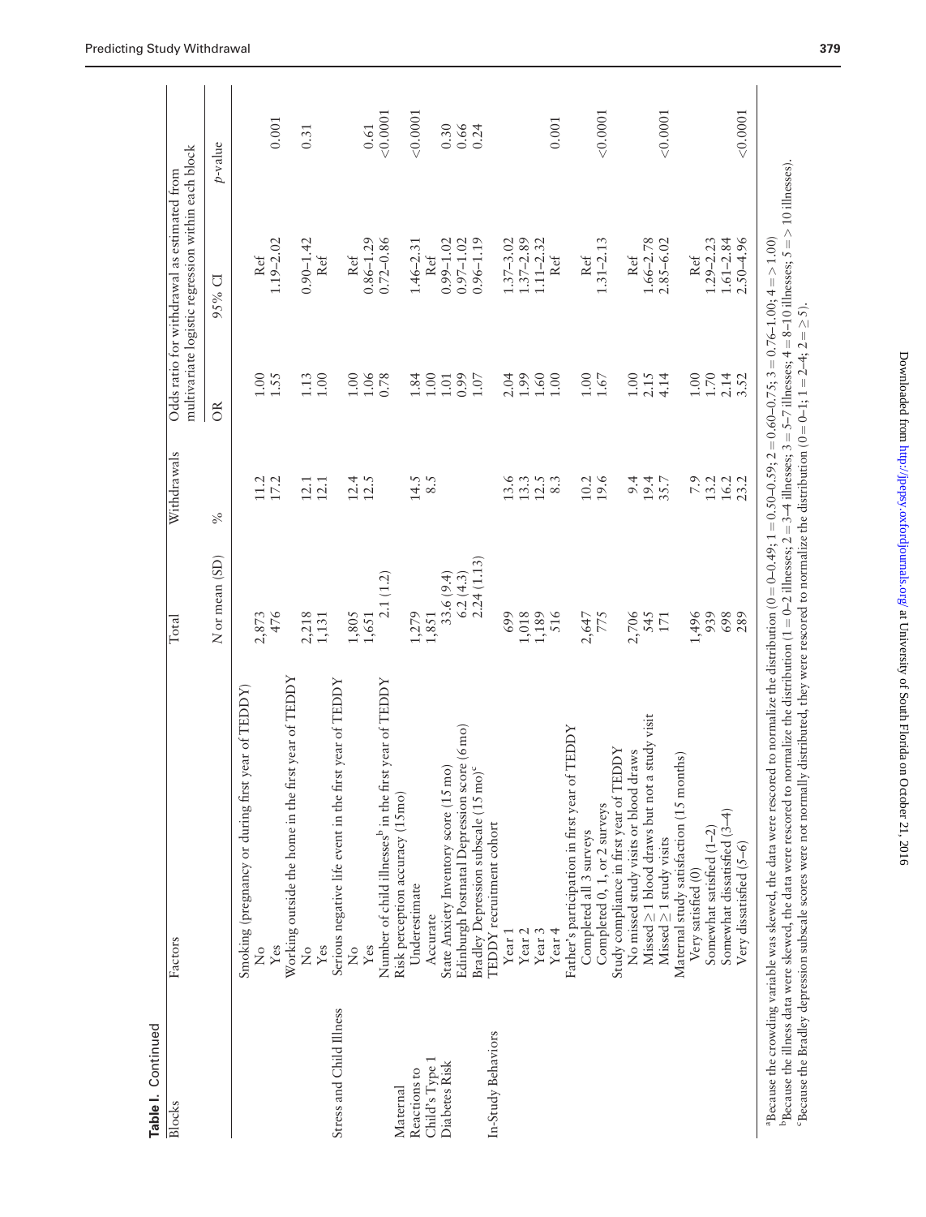**Table I.** Continued

| Blocks | Factors | Total | Withdrawals | Odds ratio for withdrawal as estimated from multivariate logistic regression within each block | | |
|---|---|---|---|---|---|---|
| | | N or mean (SD) | % | OR | 95% CI | p-value |
| | Smoking (pregnancy or during first year of TEDDY) | | | | | |
| | No | 2,873 | 11.2 | 1.00 | Ref | |
| | Yes | 476 | 17.2 | 1.55 | 1.19–2.02 | 0.001 |
| | Working outside the home in the first year of TEDDY | | | | | |
| | No | 2,218 | 12.1 | 1.13 | 0.90–1.42 | 0.31 |
| | Yes | 1,131 | 12.1 | 1.00 | Ref | |
| Stress and Child Illness | Serious negative life event in the first year of TEDDY | | | | | |
| | No | 1,805 | 12.4 | 1.00 | Ref | |
| | Yes | 1,651 | 12.5 | 1.06 | 0.86–1.29 | 0.61 |
| | Number of child illnesses[b] in the first year of TEDDY | 2.1 (1.2) | | 0.78 | 0.72–0.86 | <0.0001 |
| Maternal Reactions to Child's Type 1 Diabetes Risk | Risk perception accuracy (15mo) | | | | | |
| | Underestimate | 1,279 | 14.5 | 1.84 | 1.46–2.31 | <0.0001 |
| | Accurate | 1,851 | 8.5 | 1.00 | Ref | |
| | State Anxiety Inventory score (15 mo) | 33.6 (9.4) | | 1.01 | 0.99–1.02 | 0.30 |
| | Edinburgh Postnatal Depression score (6 mo) | 6.2 (4.3) | | 0.99 | 0.97–1.02 | 0.66 |
| | Bradley Depression subscale (15 mo)[c] | 2.24 (1.13) | | 1.07 | 0.96–1.19 | 0.24 |
| In-Study Behaviors | TEDDY recruitment cohort | | | | | |
| | Year 1 | 699 | 13.6 | 2.04 | 1.37–3.02 | |
| | Year 2 | 1,018 | 13.3 | 1.99 | 1.37–2.89 | |
| | Year 3 | 1,189 | 12.5 | 1.60 | 1.11–2.32 | |
| | Year 4 | 516 | 8.3 | 1.00 | Ref | 0.001 |
| | Father's participation in first year of TEDDY | | | | | |
| | Completed all 3 surveys | 2,647 | 10.2 | 1.00 | Ref | |
| | Completed 0, 1, or 2 surveys | 775 | 19.6 | 1.67 | 1.31–2.13 | <0.0001 |
| | Study compliance in first year of TEDDY | | | | | |
| | No missed study visits or blood draws | 2,706 | 9.4 | 1.00 | Ref | |
| | Missed ≥1 blood draws but not a study visit | 545 | 19.4 | 2.15 | 1.66–2.78 | |
| | Missed ≥1 study visits | 171 | 35.7 | 4.14 | 2.85–6.02 | <0.0001 |
| | Maternal study satisfaction (15 months) | | | | | |
| | Very satisfied (0) | 1,496 | 7.9 | 1.00 | Ref | |
| | Somewhat satisfied (1–2) | 939 | 13.2 | 1.70 | 1.29–2.23 | |
| | Somewhat dissatisfied (3–4) | 698 | 16.2 | 2.14 | 1.61–2.84 | |
| | Very dissatisfied (5–6) | 289 | 23.2 | 3.52 | 2.50–4.96 | <0.0001 |

[a]Because the crowding variable was skewed, the data were rescored to normalize the distribution (0 = 0–0.49; 1 = 0.50–0.59; 2 = 0.60–0.75; 3 = 0.76–1.00; 4 = >1.00)

[b]Because the illness data were skewed, the data were rescored to normalize the distribution (1 = 0–2 illnesses; 2 = 3–4 illnesses; 3 = 5–7 illnesses; 4 = 8–10 illnesses; 5 = > 10 illnesses).

[c]Because the Bradley depression subscale scores were not normally distributed, they were rescored to normalize the distribution (0 = 0–1; 1 = 2–4; 2 = ≥5).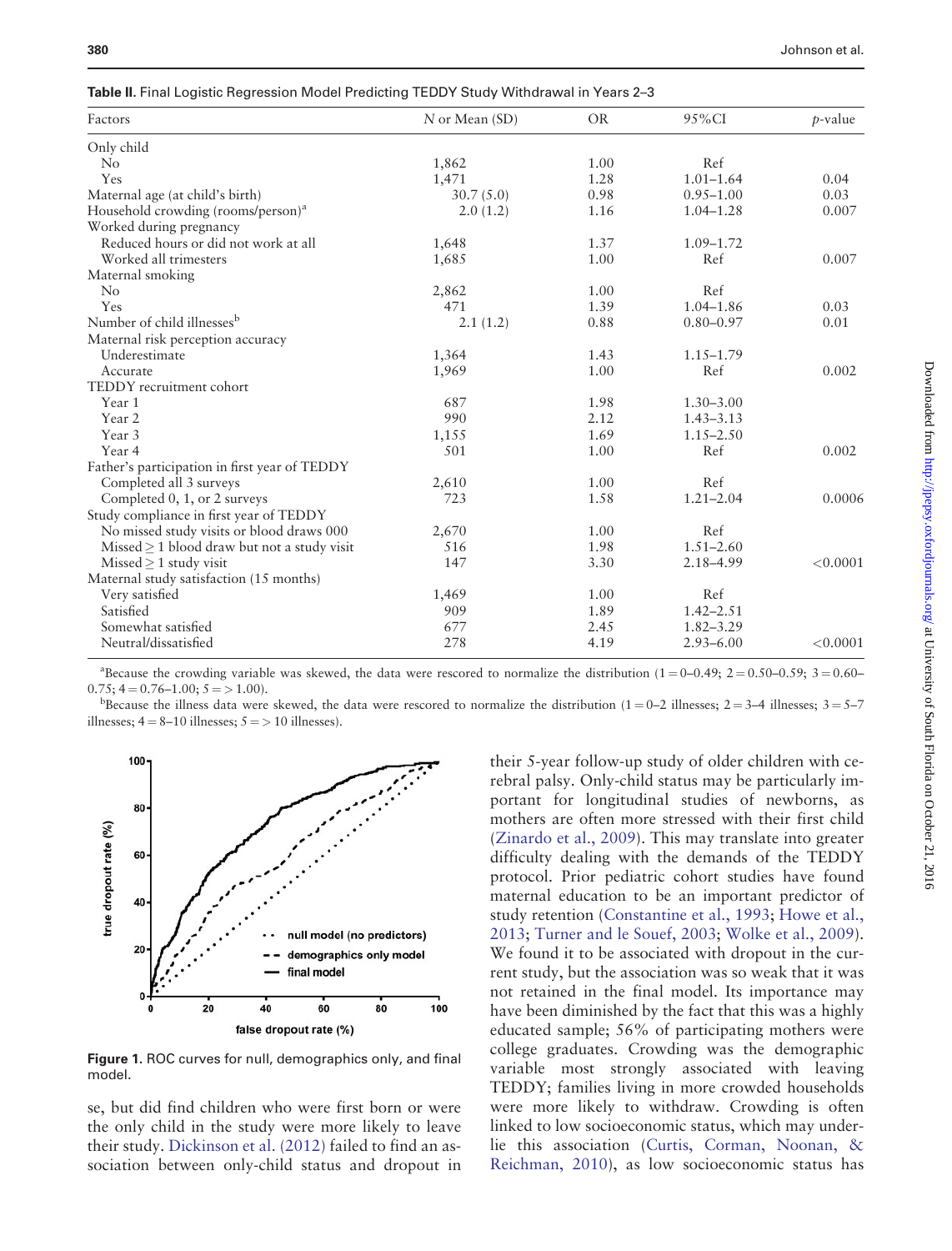**Table II.** Final Logistic Regression Model Predicting TEDDY Study Withdrawal in Years 2–3

| Factors | N or Mean (SD) | OR | 95%CI | p-value |
|---|---|---|---|---|
| Only child | | | | |
| No | 1,862 | 1.00 | Ref | |
| Yes | 1,471 | 1.28 | 1.01–1.64 | 0.04 |
| Maternal age (at child's birth) | 30.7 (5.0) | 0.98 | 0.95–1.00 | 0.03 |
| Household crowding (rooms/person)[a] | 2.0 (1.2) | 1.16 | 1.04–1.28 | 0.007 |
| Worked during pregnancy | | | | |
| Reduced hours or did not work at all | 1,648 | 1.37 | 1.09–1.72 | |
| Worked all trimesters | 1,685 | 1.00 | Ref | 0.007 |
| Maternal smoking | | | | |
| No | 2,862 | 1.00 | Ref | |
| Yes | 471 | 1.39 | 1.04–1.86 | 0.03 |
| Number of child illnesses[b] | 2.1 (1.2) | 0.88 | 0.80–0.97 | 0.01 |
| Maternal risk perception accuracy | | | | |
| Underestimate | 1,364 | 1.43 | 1.15–1.79 | |
| Accurate | 1,969 | 1.00 | Ref | 0.002 |
| TEDDY recruitment cohort | | | | |
| Year 1 | 687 | 1.98 | 1.30–3.00 | |
| Year 2 | 990 | 2.12 | 1.43–3.13 | |
| Year 3 | 1,155 | 1.69 | 1.15–2.50 | |
| Year 4 | 501 | 1.00 | Ref | 0.002 |
| Father's participation in first year of TEDDY | | | | |
| Completed all 3 surveys | 2,610 | 1.00 | Ref | |
| Completed 0, 1, or 2 surveys | 723 | 1.58 | 1.21–2.04 | 0.0006 |
| Study compliance in first year of TEDDY | | | | |
| No missed study visits or blood draws 000 | 2,670 | 1.00 | Ref | |
| Missed ≥ 1 blood draw but not a study visit | 516 | 1.98 | 1.51–2.60 | |
| Missed ≥ 1 study visit | 147 | 3.30 | 2.18–4.99 | <0.0001 |
| Maternal study satisfaction (15 months) | | | | |
| Very satisfied | 1,469 | 1.00 | Ref | |
| Satisfied | 909 | 1.89 | 1.42–2.51 | |
| Somewhat satisfied | 677 | 2.45 | 1.82–3.29 | |
| Neutral/dissatisfied | 278 | 4.19 | 2.93–6.00 | <0.0001 |

[a]Because the crowding variable was skewed, the data were rescored to normalize the distribution (1 = 0–0.49; 2 = 0.50–0.59; 3 = 0.60–0.75; 4 = 0.76–1.00; 5 = > 1.00).

[b]Because the illness data were skewed, the data were rescored to normalize the distribution (1 = 0–2 illnesses; 2 = 3–4 illnesses; 3 = 5–7 illnesses; 4 = 8–10 illnesses; 5 = > 10 illnesses).

**Figure 1.** ROC curves for null, demographics only, and final model.

se, but did find children who were first born or were the only child in the study were more likely to leave their study. Dickinson et al. (2012) failed to find an association between only-child status and dropout in their 5-year follow-up study of older children with cerebral palsy. Only-child status may be particularly important for longitudinal studies of newborns, as mothers are often more stressed with their first child (Zinardo et al., 2009). This may translate into greater difficulty dealing with the demands of the TEDDY protocol. Prior pediatric cohort studies have found maternal education to be an important predictor of study retention (Constantine et al., 1993; Howe et al., 2013; Turner and le Souef, 2003; Wolke et al., 2009). We found it to be associated with dropout in the current study, but the association was so weak that it was not retained in the final model. Its importance may have been diminished by the fact that this was a highly educated sample; 56% of participating mothers were college graduates. Crowding was the demographic variable most strongly associated with leaving TEDDY; families living in more crowded households were more likely to withdraw. Crowding is often linked to low socioeconomic status, which may underlie this association (Curtis, Corman, Noonan, & Reichman, 2010), as low socioeconomic status has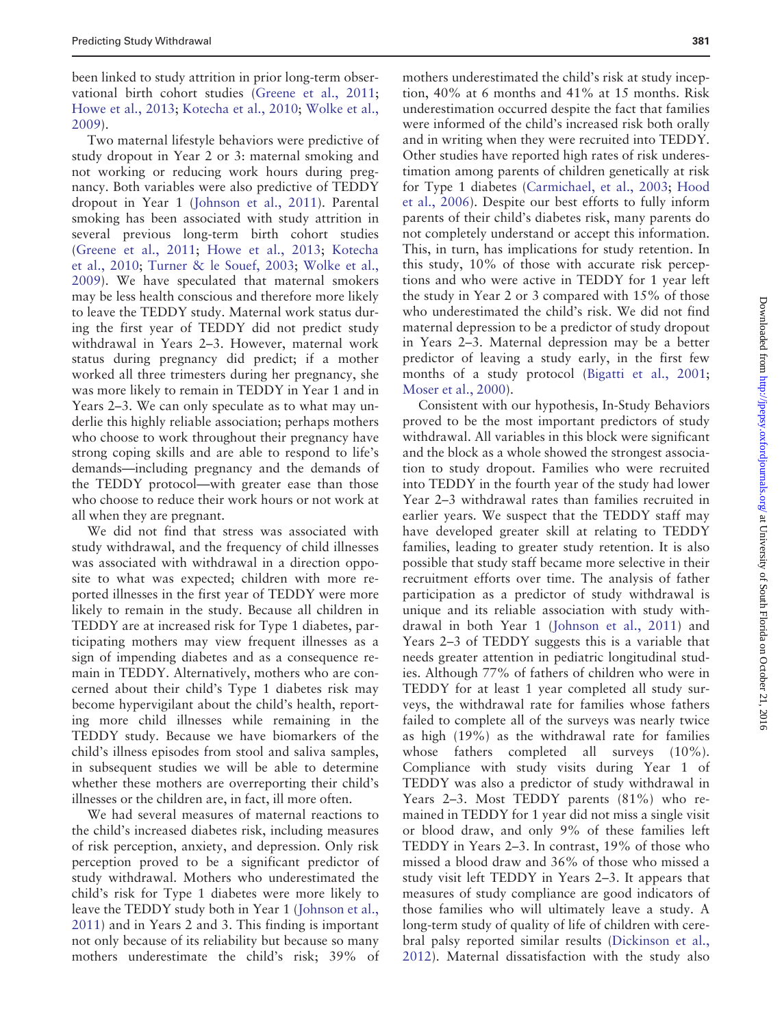been linked to study attrition in prior long-term observational birth cohort studies (Greene et al., 2011; Howe et al., 2013; Kotecha et al., 2010; Wolke et al., 2009).

Two maternal lifestyle behaviors were predictive of study dropout in Year 2 or 3: maternal smoking and not working or reducing work hours during pregnancy. Both variables were also predictive of TEDDY dropout in Year 1 (Johnson et al., 2011). Parental smoking has been associated with study attrition in several previous long-term birth cohort studies (Greene et al., 2011; Howe et al., 2013; Kotecha et al., 2010; Turner & le Souef, 2003; Wolke et al., 2009). We have speculated that maternal smokers may be less health conscious and therefore more likely to leave the TEDDY study. Maternal work status during the first year of TEDDY did not predict study withdrawal in Years 2–3. However, maternal work status during pregnancy did predict; if a mother worked all three trimesters during her pregnancy, she was more likely to remain in TEDDY in Year 1 and in Years 2–3. We can only speculate as to what may underlie this highly reliable association; perhaps mothers who choose to work throughout their pregnancy have strong coping skills and are able to respond to life's demands—including pregnancy and the demands of the TEDDY protocol—with greater ease than those who choose to reduce their work hours or not work at all when they are pregnant.

We did not find that stress was associated with study withdrawal, and the frequency of child illnesses was associated with withdrawal in a direction opposite to what was expected; children with more reported illnesses in the first year of TEDDY were more likely to remain in the study. Because all children in TEDDY are at increased risk for Type 1 diabetes, participating mothers may view frequent illnesses as a sign of impending diabetes and as a consequence remain in TEDDY. Alternatively, mothers who are concerned about their child's Type 1 diabetes risk may become hypervigilant about the child's health, reporting more child illnesses while remaining in the TEDDY study. Because we have biomarkers of the child's illness episodes from stool and saliva samples, in subsequent studies we will be able to determine whether these mothers are overreporting their child's illnesses or the children are, in fact, ill more often.

We had several measures of maternal reactions to the child's increased diabetes risk, including measures of risk perception, anxiety, and depression. Only risk perception proved to be a significant predictor of study withdrawal. Mothers who underestimated the child's risk for Type 1 diabetes were more likely to leave the TEDDY study both in Year 1 (Johnson et al., 2011) and in Years 2 and 3. This finding is important not only because of its reliability but because so many mothers underestimate the child's risk; 39% of mothers underestimated the child's risk at study inception, 40% at 6 months and 41% at 15 months. Risk underestimation occurred despite the fact that families were informed of the child's increased risk both orally and in writing when they were recruited into TEDDY. Other studies have reported high rates of risk underestimation among parents of children genetically at risk for Type 1 diabetes (Carmichael, et al., 2003; Hood et al., 2006). Despite our best efforts to fully inform parents of their child's diabetes risk, many parents do not completely understand or accept this information. This, in turn, has implications for study retention. In this study, 10% of those with accurate risk perceptions and who were active in TEDDY for 1 year left the study in Year 2 or 3 compared with 15% of those who underestimated the child's risk. We did not find maternal depression to be a predictor of study dropout in Years 2–3. Maternal depression may be a better predictor of leaving a study early, in the first few months of a study protocol (Bigatti et al., 2001; Moser et al., 2000).

Consistent with our hypothesis, In-Study Behaviors proved to be the most important predictors of study withdrawal. All variables in this block were significant and the block as a whole showed the strongest association to study dropout. Families who were recruited into TEDDY in the fourth year of the study had lower Year 2–3 withdrawal rates than families recruited in earlier years. We suspect that the TEDDY staff may have developed greater skill at relating to TEDDY families, leading to greater study retention. It is also possible that study staff became more selective in their recruitment efforts over time. The analysis of father participation as a predictor of study withdrawal is unique and its reliable association with study withdrawal in both Year 1 (Johnson et al., 2011) and Years 2–3 of TEDDY suggests this is a variable that needs greater attention in pediatric longitudinal studies. Although 77% of fathers of children who were in TEDDY for at least 1 year completed all study surveys, the withdrawal rate for families whose fathers failed to complete all of the surveys was nearly twice as high (19%) as the withdrawal rate for families whose fathers completed all surveys (10%). Compliance with study visits during Year 1 of TEDDY was also a predictor of study withdrawal in Years 2–3. Most TEDDY parents (81%) who remained in TEDDY for 1 year did not miss a single visit or blood draw, and only 9% of these families left TEDDY in Years 2–3. In contrast, 19% of those who missed a blood draw and 36% of those who missed a study visit left TEDDY in Years 2–3. It appears that measures of study compliance are good indicators of those families who will ultimately leave a study. A long-term study of quality of life of children with cerebral palsy reported similar results (Dickinson et al., 2012). Maternal dissatisfaction with the study also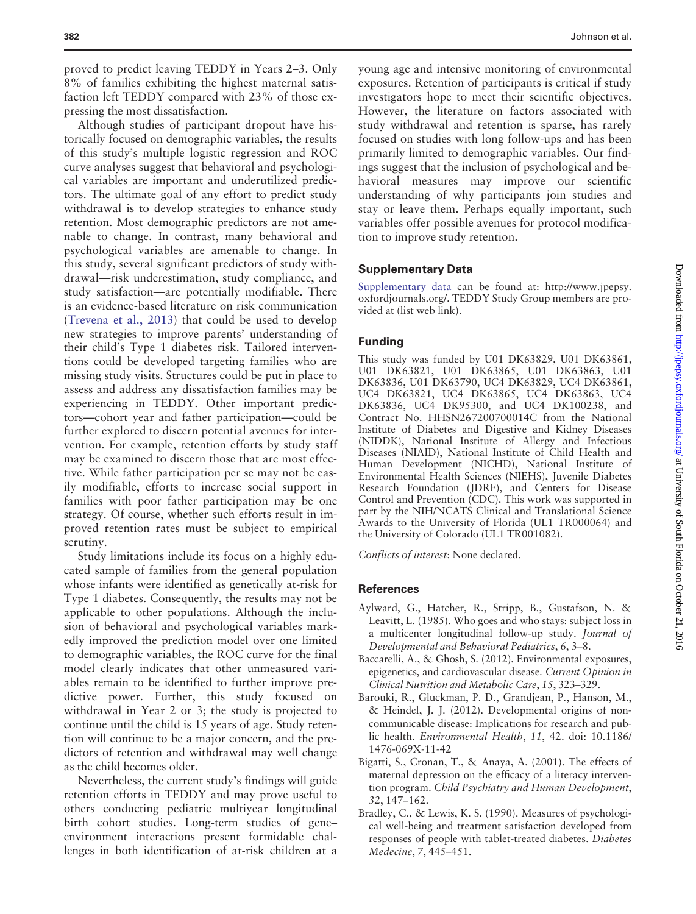proved to predict leaving TEDDY in Years 2–3. Only 8% of families exhibiting the highest maternal satisfaction left TEDDY compared with 23% of those expressing the most dissatisfaction.

Although studies of participant dropout have historically focused on demographic variables, the results of this study's multiple logistic regression and ROC curve analyses suggest that behavioral and psychological variables are important and underutilized predictors. The ultimate goal of any effort to predict study withdrawal is to develop strategies to enhance study retention. Most demographic predictors are not amenable to change. In contrast, many behavioral and psychological variables are amenable to change. In this study, several significant predictors of study withdrawal—risk underestimation, study compliance, and study satisfaction—are potentially modifiable. There is an evidence-based literature on risk communication (Trevena et al., 2013) that could be used to develop new strategies to improve parents' understanding of their child's Type 1 diabetes risk. Tailored interventions could be developed targeting families who are missing study visits. Structures could be put in place to assess and address any dissatisfaction families may be experiencing in TEDDY. Other important predictors—cohort year and father participation—could be further explored to discern potential avenues for intervention. For example, retention efforts by study staff may be examined to discern those that are most effective. While father participation per se may not be easily modifiable, efforts to increase social support in families with poor father participation may be one strategy. Of course, whether such efforts result in improved retention rates must be subject to empirical scrutiny.

Study limitations include its focus on a highly educated sample of families from the general population whose infants were identified as genetically at-risk for Type 1 diabetes. Consequently, the results may not be applicable to other populations. Although the inclusion of behavioral and psychological variables markedly improved the prediction model over one limited to demographic variables, the ROC curve for the final model clearly indicates that other unmeasured variables remain to be identified to further improve predictive power. Further, this study focused on withdrawal in Year 2 or 3; the study is projected to continue until the child is 15 years of age. Study retention will continue to be a major concern, and the predictors of retention and withdrawal may well change as the child becomes older.

Nevertheless, the current study's findings will guide retention efforts in TEDDY and may prove useful to others conducting pediatric multiyear longitudinal birth cohort studies. Long-term studies of gene–environment interactions present formidable challenges in both identification of at-risk children at a young age and intensive monitoring of environmental exposures. Retention of participants is critical if study investigators hope to meet their scientific objectives. However, the literature on factors associated with study withdrawal and retention is sparse, has rarely focused on studies with long follow-ups and has been primarily limited to demographic variables. Our findings suggest that the inclusion of psychological and behavioral measures may improve our scientific understanding of why participants join studies and stay or leave them. Perhaps equally important, such variables offer possible avenues for protocol modification to improve study retention.

## Supplementary Data

Supplementary data can be found at: http://www.jpepsy.oxfordjournals.org/. TEDDY Study Group members are provided at (list web link).

## Funding

This study was funded by U01 DK63829, U01 DK63861, U01 DK63821, U01 DK63865, U01 DK63863, U01 DK63836, U01 DK63790, UC4 DK63829, UC4 DK63861, UC4 DK63821, UC4 DK63865, UC4 DK63863, UC4 DK63836, UC4 DK95300, and UC4 DK100238, and Contract No. HHSN267200700014C from the National Institute of Diabetes and Digestive and Kidney Diseases (NIDDK), National Institute of Allergy and Infectious Diseases (NIAID), National Institute of Child Health and Human Development (NICHD), National Institute of Environmental Health Sciences (NIEHS), Juvenile Diabetes Research Foundation (JDRF), and Centers for Disease Control and Prevention (CDC). This work was supported in part by the NIH/NCATS Clinical and Translational Science Awards to the University of Florida (UL1 TR000064) and the University of Colorado (UL1 TR001082).

*Conflicts of interest*: None declared.

## References

Aylward, G., Hatcher, R., Stripp, B., Gustafson, N. & Leavitt, L. (1985). Who goes and who stays: subject loss in a multicenter longitudinal follow-up study. *Journal of Developmental and Behavioral Pediatrics*, *6*, 3–8.

Baccarelli, A., & Ghosh, S. (2012). Environmental exposures, epigenetics, and cardiovascular disease. *Current Opinion in Clinical Nutrition and Metabolic Care*, *15*, 323–329.

Barouki, R., Gluckman, P. D., Grandjean, P., Hanson, M., & Heindel, J. J. (2012). Developmental origins of non-communicable disease: Implications for research and public health. *Environmental Health*, *11*, 42. doi: 10.1186/1476-069X-11-42

Bigatti, S., Cronan, T., & Anaya, A. (2001). The effects of maternal depression on the efficacy of a literacy intervention program. *Child Psychiatry and Human Development*, *32*, 147–162.

Bradley, C., & Lewis, K. S. (1990). Measures of psychological well-being and treatment satisfaction developed from responses of people with tablet-treated diabetes. *Diabetes Medecine*, *7*, 445–451.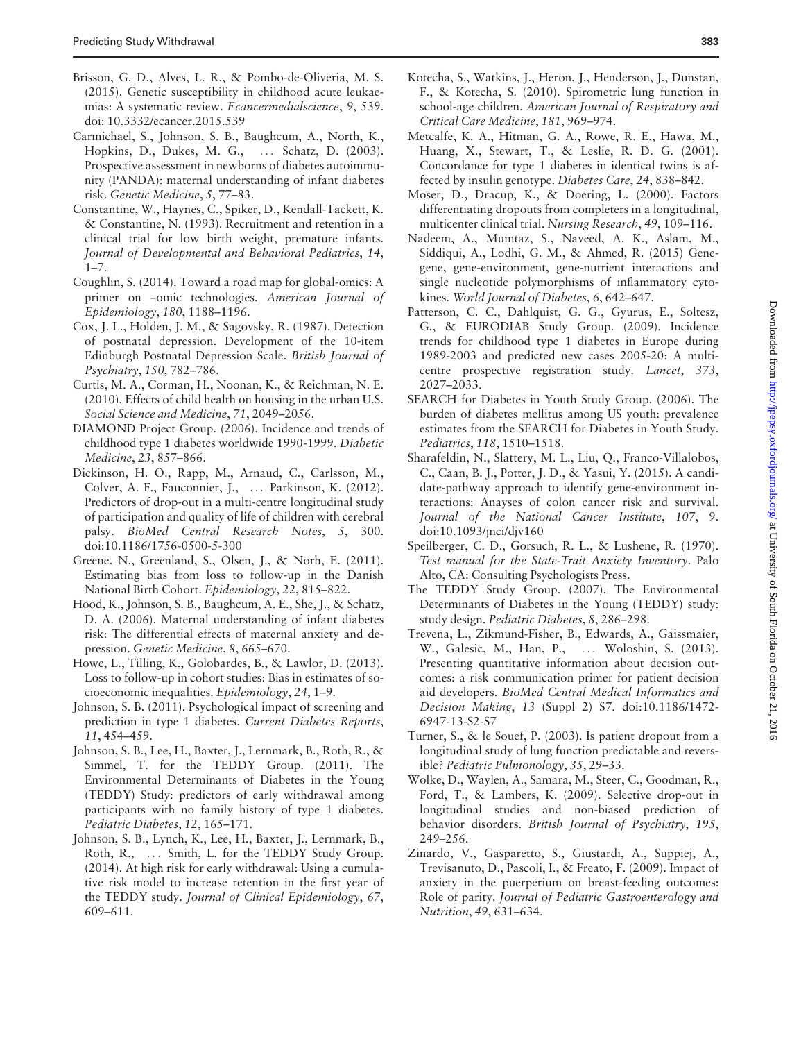Brisson, G. D., Alves, L. R., & Pombo-de-Oliveria, M. S. (2015). Genetic susceptibility in childhood acute leukaemias: A systematic review. *Ecancermedialscience*, *9*, 539. doi: 10.3332/ecancer.2015.539

Carmichael, S., Johnson, S. B., Baughcum, A., North, K., Hopkins, D., Dukes, M. G., ... Schatz, D. (2003). Prospective assessment in newborns of diabetes autoimmunity (PANDA): maternal understanding of infant diabetes risk. *Genetic Medicine*, *5*, 77–83.

Constantine, W., Haynes, C., Spiker, D., Kendall-Tackett, K. & Constantine, N. (1993). Recruitment and retention in a clinical trial for low birth weight, premature infants. *Journal of Developmental and Behavioral Pediatrics*, *14*, 1–7.

Coughlin, S. (2014). Toward a road map for global-omics: A primer on –omic technologies. *American Journal of Epidemiology*, *180*, 1188–1196.

Cox, J. L., Holden, J. M., & Sagovsky, R. (1987). Detection of postnatal depression. Development of the 10-item Edinburgh Postnatal Depression Scale. *British Journal of Psychiatry*, *150*, 782–786.

Curtis, M. A., Corman, H., Noonan, K., & Reichman, N. E. (2010). Effects of child health on housing in the urban U.S. *Social Science and Medicine*, *71*, 2049–2056.

DIAMOND Project Group. (2006). Incidence and trends of childhood type 1 diabetes worldwide 1990-1999. *Diabetic Medicine*, *23*, 857–866.

Dickinson, H. O., Rapp, M., Arnaud, C., Carlsson, M., Colver, A. F., Fauconnier, J., ... Parkinson, K. (2012). Predictors of drop-out in a multi-centre longitudinal study of participation and quality of life of children with cerebral palsy. *BioMed Central Research Notes*, *5*, 300. doi:10.1186/1756-0500-5-300

Greene. N., Greenland, S., Olsen, J., & Norh, E. (2011). Estimating bias from loss to follow-up in the Danish National Birth Cohort. *Epidemiology*, *22*, 815–822.

Hood, K., Johnson, S. B., Baughcum, A. E., She, J., & Schatz, D. A. (2006). Maternal understanding of infant diabetes risk: The differential effects of maternal anxiety and depression. *Genetic Medicine*, *8*, 665–670.

Howe, L., Tilling, K., Golobardes, B., & Lawlor, D. (2013). Loss to follow-up in cohort studies: Bias in estimates of socioeconomic inequalities. *Epidemiology*, *24*, 1–9.

Johnson, S. B. (2011). Psychological impact of screening and prediction in type 1 diabetes. *Current Diabetes Reports*, *11*, 454–459.

Johnson, S. B., Lee, H., Baxter, J., Lernmark, B., Roth, R., & Simmel, T. for the TEDDY Group. (2011). The Environmental Determinants of Diabetes in the Young (TEDDY) Study: predictors of early withdrawal among participants with no family history of type 1 diabetes. *Pediatric Diabetes*, *12*, 165–171.

Johnson, S. B., Lynch, K., Lee, H., Baxter, J., Lernmark, B., Roth, R., ... Smith, L. for the TEDDY Study Group. (2014). At high risk for early withdrawal: Using a cumulative risk model to increase retention in the first year of the TEDDY study. *Journal of Clinical Epidemiology*, *67*, 609–611.

Kotecha, S., Watkins, J., Heron, J., Henderson, J., Dunstan, F., & Kotecha, S. (2010). Spirometric lung function in school-age children. *American Journal of Respiratory and Critical Care Medicine*, *181*, 969–974.

Metcalfe, K. A., Hitman, G. A., Rowe, R. E., Hawa, M., Huang, X., Stewart, T., & Leslie, R. D. G. (2001). Concordance for type 1 diabetes in identical twins is affected by insulin genotype. *Diabetes Care*, *24*, 838–842.

Moser, D., Dracup, K., & Doering, L. (2000). Factors differentiating dropouts from completers in a longitudinal, multicenter clinical trial. *Nursing Research*, *49*, 109–116.

Nadeem, A., Mumtaz, S., Naveed, A. K., Aslam, M., Siddiqui, A., Lodhi, G. M., & Ahmed, R. (2015) Gene-gene, gene-environment, gene-nutrient interactions and single nucleotide polymorphisms of inflammatory cytokines. *World Journal of Diabetes*, *6*, 642–647.

Patterson, C. C., Dahlquist, G. G., Gyurus, E., Soltesz, G., & EURODIAB Study Group. (2009). Incidence trends for childhood type 1 diabetes in Europe during 1989-2003 and predicted new cases 2005-20: A multicentre prospective registration study. *Lancet*, *373*, 2027–2033.

SEARCH for Diabetes in Youth Study Group. (2006). The burden of diabetes mellitus among US youth: prevalence estimates from the SEARCH for Diabetes in Youth Study. *Pediatrics*, *118*, 1510–1518.

Sharafeldin, N., Slattery, M. L., Liu, Q., Franco-Villalobos, C., Caan, B. J., Potter, J. D., & Yasui, Y. (2015). A candidate-pathway approach to identify gene-environment interactions: Anayses of colon cancer risk and survival. *Journal of the National Cancer Institute*, *107*, 9. doi:10.1093/jnci/djv160

Speilberger, C. D., Gorsuch, R. L., & Lushene, R. (1970). *Test manual for the State-Trait Anxiety Inventory*. Palo Alto, CA: Consulting Psychologists Press.

The TEDDY Study Group. (2007). The Environmental Determinants of Diabetes in the Young (TEDDY) study: study design. *Pediatric Diabetes*, *8*, 286–298.

Trevena, L., Zikmund-Fisher, B., Edwards, A., Gaissmaier, W., Galesic, M., Han, P., ... Woloshin, S. (2013). Presenting quantitative information about decision outcomes: a risk communication primer for patient decision aid developers. *BioMed Central Medical Informatics and Decision Making*, *13* (Suppl 2) S7. doi:10.1186/1472-6947-13-S2-S7

Turner, S., & le Souef, P. (2003). Is patient dropout from a longitudinal study of lung function predictable and reversible? *Pediatric Pulmonology*, *35*, 29–33.

Wolke, D., Waylen, A., Samara, M., Steer, C., Goodman, R., Ford, T., & Lambers, K. (2009). Selective drop-out in longitudinal studies and non-biased prediction of behavior disorders. *British Journal of Psychiatry*, *195*, 249–256.

Zinardo, V., Gasparetto, S., Giustardi, A., Suppiej, A., Trevisanuto, D., Pascoli, I., & Freato, F. (2009). Impact of anxiety in the puerperium on breast-feeding outcomes: Role of parity. *Journal of Pediatric Gastroenterology and Nutrition*, *49*, 631–634.